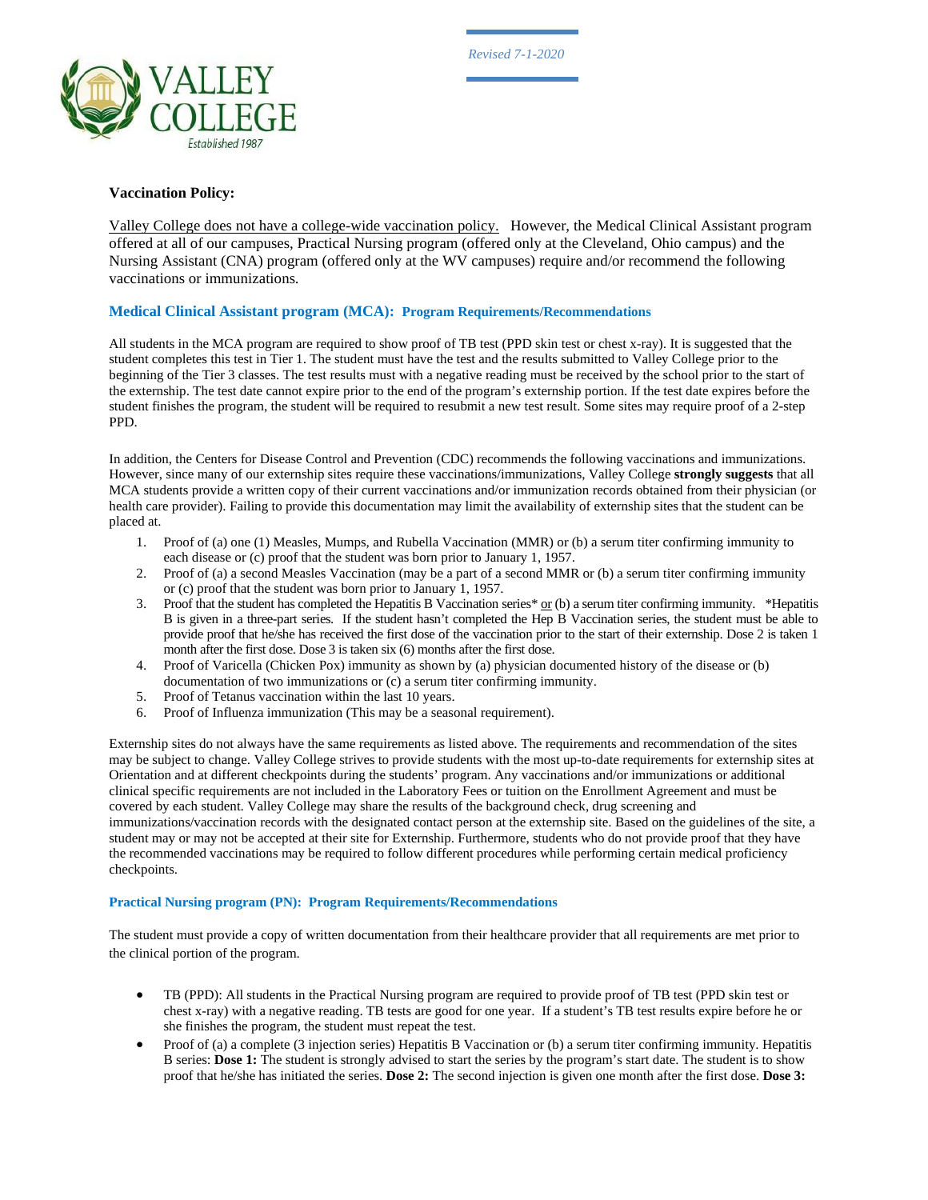*Revised 7-1-2020*

**Vaccination Policy:**

Valley College does not have a college-wide vaccination policy. However, the Medical Clinical Assistant program offered at all of our campuses, Practical Nursing program (offered only at the Cleveland, Ohio campus) and the Nursing Assistant (CNA) program (offered only at the WV campuses) require and/or recommend the following vaccinations or immunizations.

### Medical Clinical Assistant program (MCA): Program Requirements/Recommendations

All students in the MCA program are required to show proof of TB test (PPD skin test or chest x-ray). It is suggested that the student completes this test in Tier 1. The student must have the test and the results submitted to Valley College prior to the beginning of the Tier 3 classes. The test results must with a negative reading must be received by the school prior to the start of the externship. The test date cannot expire prior to the end of the program's externship portion. If the test date expires before the student finishes the program, the student will be required to resubmit a new test result. Some sites may require proof of a 2-step PPD.

In addition, the Centers for Disease Control and Prevention (CDC) recommends the following vaccinations and immunizations. However, since many of our externship sites require these vaccinations/immunizations, Valley College **strongly suggests** that all MCA students provide a written copy of their current vaccinations and/or immunization records obtained from their physician (or health care provider). Failing to provide this documentation may limit the availability of externship sites that the student can be placed at.

1. Proof of (a) one (1) Measles, Mumps, and Rubella Vaccination (MMR) or (b) a serum titer confirming immunity to each disease or (c) proof that the student was born prior to January 1, 1957.
2. Proof of (a) a second Measles Vaccination (may be a part of a second MMR or (b) a serum titer confirming immunity or (c) proof that the student was born prior to January 1, 1957.
3. Proof that the student has completed the Hepatitis B Vaccination series* or (b) a serum titer confirming immunity. *Hepatitis B is given in a three-part series. If the student hasn't completed the Hep B Vaccination series, the student must be able to provide proof that he/she has received the first dose of the vaccination prior to the start of their externship. Dose 2 is taken 1 month after the first dose. Dose 3 is taken six (6) months after the first dose.
4. Proof of Varicella (Chicken Pox) immunity as shown by (a) physician documented history of the disease or (b) documentation of two immunizations or (c) a serum titer confirming immunity.
5. Proof of Tetanus vaccination within the last 10 years.
6. Proof of Influenza immunization (This may be a seasonal requirement).

Externship sites do not always have the same requirements as listed above. The requirements and recommendation of the sites may be subject to change. Valley College strives to provide students with the most up-to-date requirements for externship sites at Orientation and at different checkpoints during the students' program. Any vaccinations and/or immunizations or additional clinical specific requirements are not included in the Laboratory Fees or tuition on the Enrollment Agreement and must be covered by each student. Valley College may share the results of the background check, drug screening and immunizations/vaccination records with the designated contact person at the externship site. Based on the guidelines of the site, a student may or may not be accepted at their site for Externship. Furthermore, students who do not provide proof that they have the recommended vaccinations may be required to follow different procedures while performing certain medical proficiency checkpoints.

### Practical Nursing program (PN): Program Requirements/Recommendations

The student must provide a copy of written documentation from their healthcare provider that all requirements are met prior to the clinical portion of the program.

- TB (PPD): All students in the Practical Nursing program are required to provide proof of TB test (PPD skin test or chest x-ray) with a negative reading. TB tests are good for one year. If a student's TB test results expire before he or she finishes the program, the student must repeat the test.
- Proof of (a) a complete (3 injection series) Hepatitis B Vaccination or (b) a serum titer confirming immunity. Hepatitis B series: **Dose 1:** The student is strongly advised to start the series by the program's start date. The student is to show proof that he/she has initiated the series. **Dose 2:** The second injection is given one month after the first dose. **Dose 3:**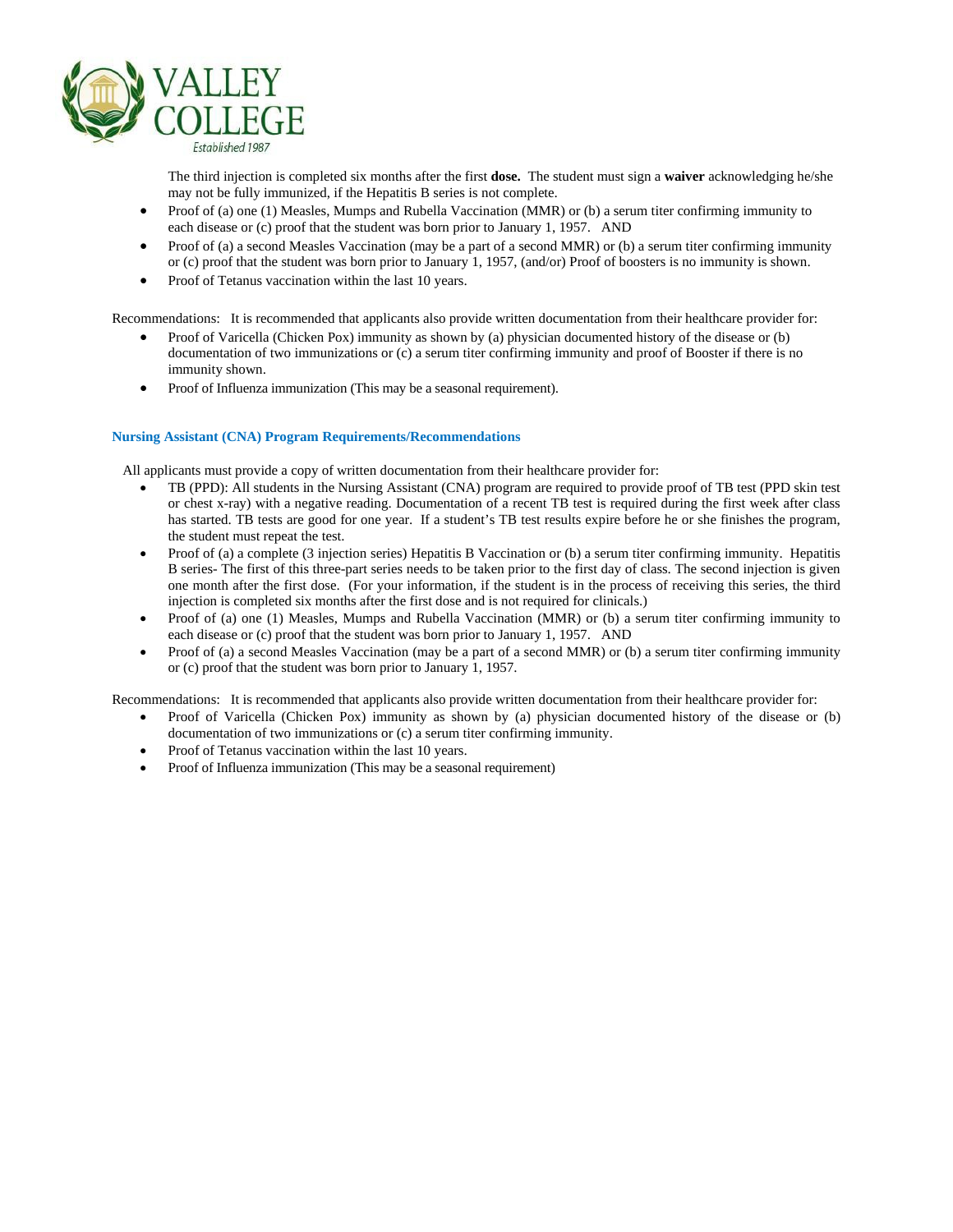The third injection is completed six months after the first **dose.** The student must sign a **waiver** acknowledging he/she may not be fully immunized, if the Hepatitis B series is not complete.

- Proof of (a) one (1) Measles, Mumps and Rubella Vaccination (MMR) or (b) a serum titer confirming immunity to each disease or (c) proof that the student was born prior to January 1, 1957. AND
- Proof of (a) a second Measles Vaccination (may be a part of a second MMR) or (b) a serum titer confirming immunity or (c) proof that the student was born prior to January 1, 1957, (and/or) Proof of boosters is no immunity is shown.
- Proof of Tetanus vaccination within the last 10 years.

Recommendations: It is recommended that applicants also provide written documentation from their healthcare provider for:

- Proof of Varicella (Chicken Pox) immunity as shown by (a) physician documented history of the disease or (b) documentation of two immunizations or (c) a serum titer confirming immunity and proof of Booster if there is no immunity shown.
- Proof of Influenza immunization (This may be a seasonal requirement).

### Nursing Assistant (CNA) Program Requirements/Recommendations

All applicants must provide a copy of written documentation from their healthcare provider for:

- TB (PPD): All students in the Nursing Assistant (CNA) program are required to provide proof of TB test (PPD skin test or chest x-ray) with a negative reading. Documentation of a recent TB test is required during the first week after class has started. TB tests are good for one year. If a student's TB test results expire before he or she finishes the program, the student must repeat the test.
- Proof of (a) a complete (3 injection series) Hepatitis B Vaccination or (b) a serum titer confirming immunity. Hepatitis B series- The first of this three-part series needs to be taken prior to the first day of class. The second injection is given one month after the first dose. (For your information, if the student is in the process of receiving this series, the third injection is completed six months after the first dose and is not required for clinicals.)
- Proof of (a) one (1) Measles, Mumps and Rubella Vaccination (MMR) or (b) a serum titer confirming immunity to each disease or (c) proof that the student was born prior to January 1, 1957. AND
- Proof of (a) a second Measles Vaccination (may be a part of a second MMR) or (b) a serum titer confirming immunity or (c) proof that the student was born prior to January 1, 1957.

Recommendations: It is recommended that applicants also provide written documentation from their healthcare provider for:

- Proof of Varicella (Chicken Pox) immunity as shown by (a) physician documented history of the disease or (b) documentation of two immunizations or (c) a serum titer confirming immunity.
- Proof of Tetanus vaccination within the last 10 years.
- Proof of Influenza immunization (This may be a seasonal requirement)